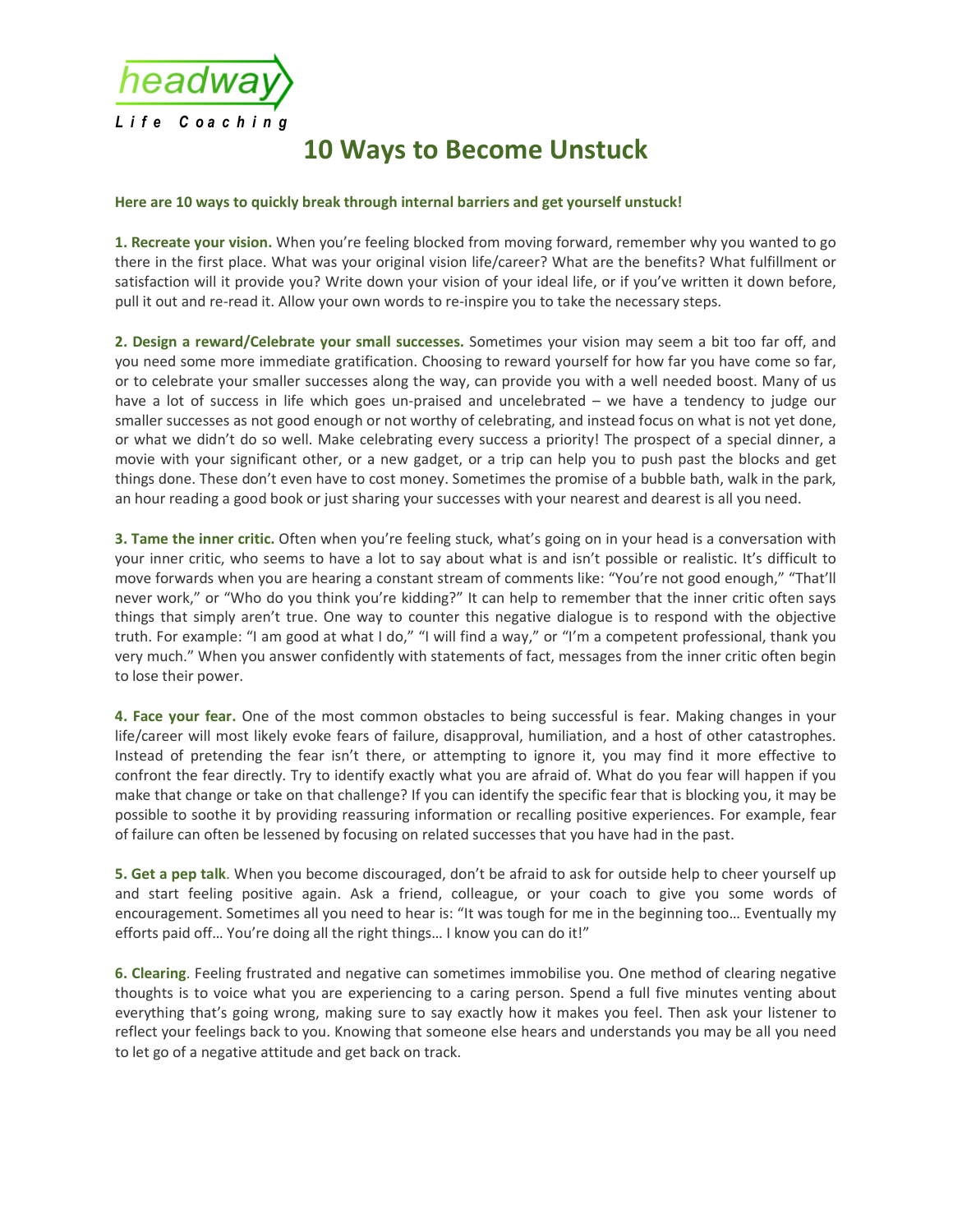headway

Life Coaching

# 10 Ways to Become Unstuck

**Here are 10 ways to quickly break through internal barriers and get yourself unstuck!**

**1. Recreate your vision.** When you're feeling blocked from moving forward, remember why you wanted to go there in the first place. What was your original vision life/career? What are the benefits? What fulfillment or satisfaction will it provide you? Write down your vision of your ideal life, or if you've written it down before, pull it out and re-read it. Allow your own words to re-inspire you to take the necessary steps.

**2. Design a reward/Celebrate your small successes.** Sometimes your vision may seem a bit too far off, and you need some more immediate gratification. Choosing to reward yourself for how far you have come so far, or to celebrate your smaller successes along the way, can provide you with a well needed boost. Many of us have a lot of success in life which goes un-praised and uncelebrated – we have a tendency to judge our smaller successes as not good enough or not worthy of celebrating, and instead focus on what is not yet done, or what we didn't do so well. Make celebrating every success a priority! The prospect of a special dinner, a movie with your significant other, or a new gadget, or a trip can help you to push past the blocks and get things done. These don't even have to cost money. Sometimes the promise of a bubble bath, walk in the park, an hour reading a good book or just sharing your successes with your nearest and dearest is all you need.

**3. Tame the inner critic.** Often when you're feeling stuck, what's going on in your head is a conversation with your inner critic, who seems to have a lot to say about what is and isn't possible or realistic. It's difficult to move forwards when you are hearing a constant stream of comments like: "You're not good enough," "That'll never work," or "Who do you think you're kidding?" It can help to remember that the inner critic often says things that simply aren't true. One way to counter this negative dialogue is to respond with the objective truth. For example: "I am good at what I do," "I will find a way," or "I'm a competent professional, thank you very much." When you answer confidently with statements of fact, messages from the inner critic often begin to lose their power.

**4. Face your fear.** One of the most common obstacles to being successful is fear. Making changes in your life/career will most likely evoke fears of failure, disapproval, humiliation, and a host of other catastrophes. Instead of pretending the fear isn't there, or attempting to ignore it, you may find it more effective to confront the fear directly. Try to identify exactly what you are afraid of. What do you fear will happen if you make that change or take on that challenge? If you can identify the specific fear that is blocking you, it may be possible to soothe it by providing reassuring information or recalling positive experiences. For example, fear of failure can often be lessened by focusing on related successes that you have had in the past.

**5. Get a pep talk**. When you become discouraged, don't be afraid to ask for outside help to cheer yourself up and start feeling positive again. Ask a friend, colleague, or your coach to give you some words of encouragement. Sometimes all you need to hear is: "It was tough for me in the beginning too… Eventually my efforts paid off… You're doing all the right things… I know you can do it!"

**6. Clearing**. Feeling frustrated and negative can sometimes immobilise you. One method of clearing negative thoughts is to voice what you are experiencing to a caring person. Spend a full five minutes venting about everything that's going wrong, making sure to say exactly how it makes you feel. Then ask your listener to reflect your feelings back to you. Knowing that someone else hears and understands you may be all you need to let go of a negative attitude and get back on track.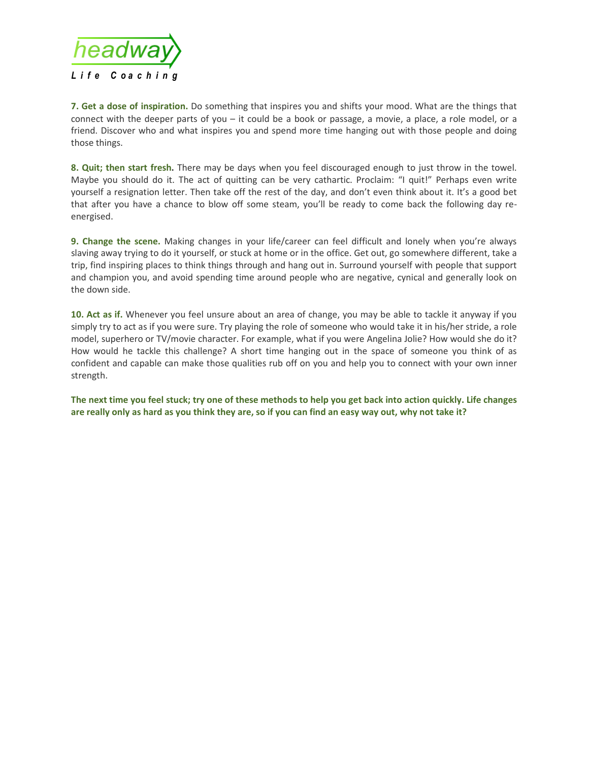**7. Get a dose of inspiration.** Do something that inspires you and shifts your mood. What are the things that connect with the deeper parts of you – it could be a book or passage, a movie, a place, a role model, or a friend. Discover who and what inspires you and spend more time hanging out with those people and doing those things.

**8. Quit; then start fresh.** There may be days when you feel discouraged enough to just throw in the towel. Maybe you should do it. The act of quitting can be very cathartic. Proclaim: "I quit!" Perhaps even write yourself a resignation letter. Then take off the rest of the day, and don't even think about it. It's a good bet that after you have a chance to blow off some steam, you'll be ready to come back the following day re-energised.

**9. Change the scene.** Making changes in your life/career can feel difficult and lonely when you're always slaving away trying to do it yourself, or stuck at home or in the office. Get out, go somewhere different, take a trip, find inspiring places to think things through and hang out in. Surround yourself with people that support and champion you, and avoid spending time around people who are negative, cynical and generally look on the down side.

**10. Act as if.** Whenever you feel unsure about an area of change, you may be able to tackle it anyway if you simply try to act as if you were sure. Try playing the role of someone who would take it in his/her stride, a role model, superhero or TV/movie character. For example, what if you were Angelina Jolie? How would she do it? How would he tackle this challenge? A short time hanging out in the space of someone you think of as confident and capable can make those qualities rub off on you and help you to connect with your own inner strength.

**The next time you feel stuck; try one of these methods to help you get back into action quickly. Life changes are really only as hard as you think they are, so if you can find an easy way out, why not take it?**